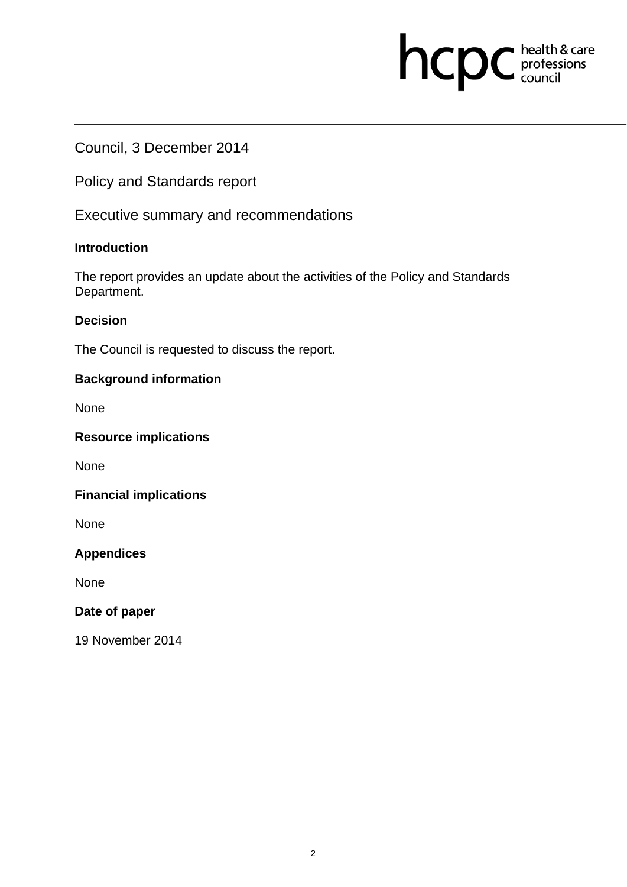hcpc health & care professions council

Council, 3 December 2014

Policy and Standards report

Executive summary and recommendations

**Introduction**

The report provides an update about the activities of the Policy and Standards Department.

**Decision**

The Council is requested to discuss the report.

**Background information**

None

**Resource implications**

None

**Financial implications**

None

**Appendices**

None

**Date of paper**

19 November 2014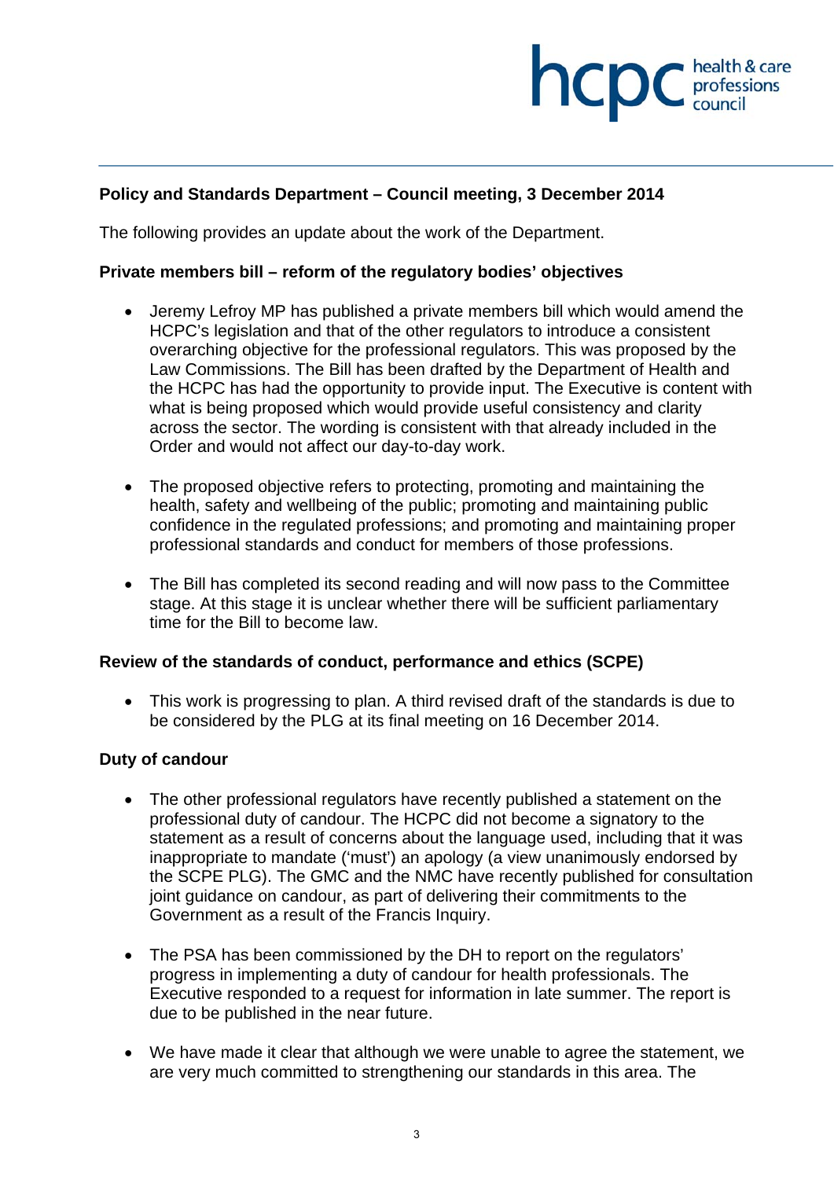**Policy and Standards Department – Council meeting, 3 December 2014**

The following provides an update about the work of the Department.

**Private members bill – reform of the regulatory bodies' objectives**

- Jeremy Lefroy MP has published a private members bill which would amend the HCPC's legislation and that of the other regulators to introduce a consistent overarching objective for the professional regulators. This was proposed by the Law Commissions. The Bill has been drafted by the Department of Health and the HCPC has had the opportunity to provide input. The Executive is content with what is being proposed which would provide useful consistency and clarity across the sector. The wording is consistent with that already included in the Order and would not affect our day-to-day work.

- The proposed objective refers to protecting, promoting and maintaining the health, safety and wellbeing of the public; promoting and maintaining public confidence in the regulated professions; and promoting and maintaining proper professional standards and conduct for members of those professions.

- The Bill has completed its second reading and will now pass to the Committee stage. At this stage it is unclear whether there will be sufficient parliamentary time for the Bill to become law.

**Review of the standards of conduct, performance and ethics (SCPE)**

- This work is progressing to plan. A third revised draft of the standards is due to be considered by the PLG at its final meeting on 16 December 2014.

**Duty of candour**

- The other professional regulators have recently published a statement on the professional duty of candour. The HCPC did not become a signatory to the statement as a result of concerns about the language used, including that it was inappropriate to mandate ('must') an apology (a view unanimously endorsed by the SCPE PLG). The GMC and the NMC have recently published for consultation joint guidance on candour, as part of delivering their commitments to the Government as a result of the Francis Inquiry.

- The PSA has been commissioned by the DH to report on the regulators' progress in implementing a duty of candour for health professionals. The Executive responded to a request for information in late summer. The report is due to be published in the near future.

- We have made it clear that although we were unable to agree the statement, we are very much committed to strengthening our standards in this area. The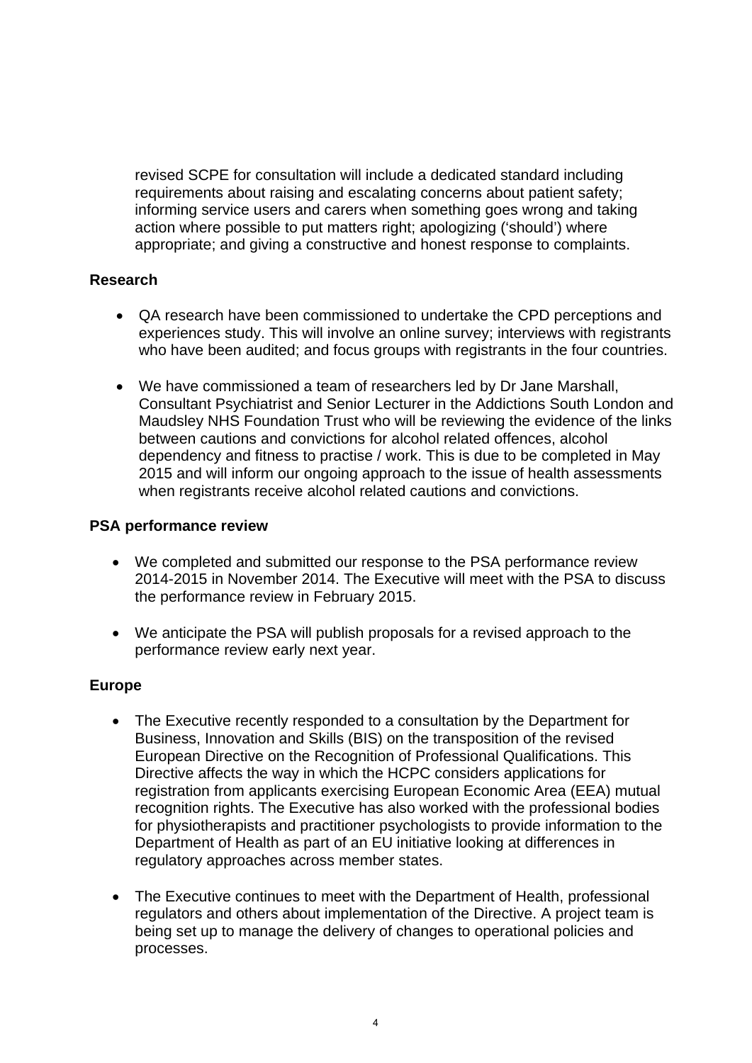revised SCPE for consultation will include a dedicated standard including requirements about raising and escalating concerns about patient safety; informing service users and carers when something goes wrong and taking action where possible to put matters right; apologizing ('should') where appropriate; and giving a constructive and honest response to complaints.

**Research**

- QA research have been commissioned to undertake the CPD perceptions and experiences study. This will involve an online survey; interviews with registrants who have been audited; and focus groups with registrants in the four countries.

- We have commissioned a team of researchers led by Dr Jane Marshall, Consultant Psychiatrist and Senior Lecturer in the Addictions South London and Maudsley NHS Foundation Trust who will be reviewing the evidence of the links between cautions and convictions for alcohol related offences, alcohol dependency and fitness to practise / work. This is due to be completed in May 2015 and will inform our ongoing approach to the issue of health assessments when registrants receive alcohol related cautions and convictions.

**PSA performance review**

- We completed and submitted our response to the PSA performance review 2014-2015 in November 2014. The Executive will meet with the PSA to discuss the performance review in February 2015.

- We anticipate the PSA will publish proposals for a revised approach to the performance review early next year.

**Europe**

- The Executive recently responded to a consultation by the Department for Business, Innovation and Skills (BIS) on the transposition of the revised European Directive on the Recognition of Professional Qualifications. This Directive affects the way in which the HCPC considers applications for registration from applicants exercising European Economic Area (EEA) mutual recognition rights. The Executive has also worked with the professional bodies for physiotherapists and practitioner psychologists to provide information to the Department of Health as part of an EU initiative looking at differences in regulatory approaches across member states.

- The Executive continues to meet with the Department of Health, professional regulators and others about implementation of the Directive. A project team is being set up to manage the delivery of changes to operational policies and processes.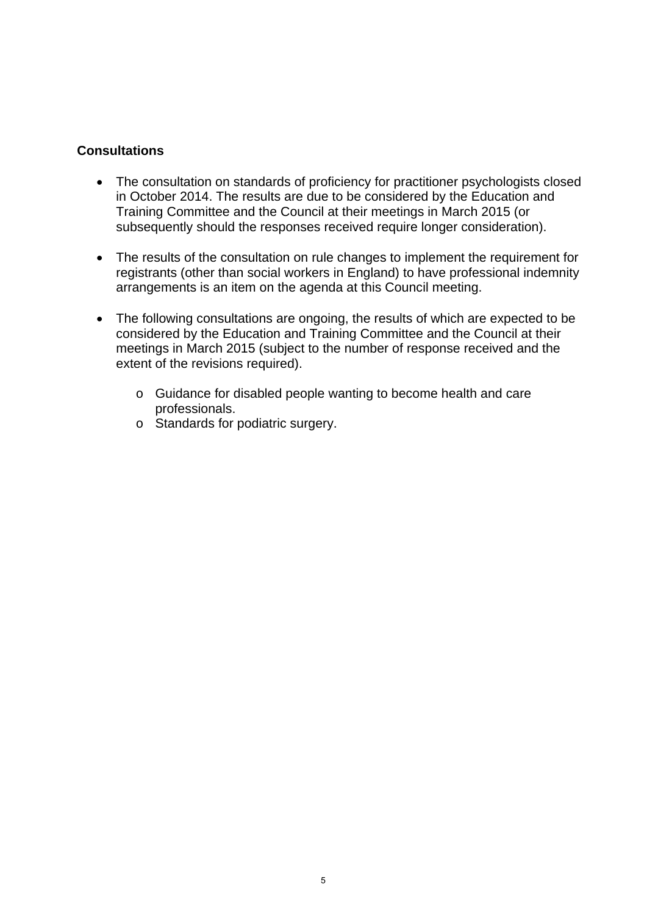**Consultations**

- The consultation on standards of proficiency for practitioner psychologists closed in October 2014. The results are due to be considered by the Education and Training Committee and the Council at their meetings in March 2015 (or subsequently should the responses received require longer consideration).

- The results of the consultation on rule changes to implement the requirement for registrants (other than social workers in England) to have professional indemnity arrangements is an item on the agenda at this Council meeting.

- The following consultations are ongoing, the results of which are expected to be considered by the Education and Training Committee and the Council at their meetings in March 2015 (subject to the number of response received and the extent of the revisions required).

    - Guidance for disabled people wanting to become health and care professionals.
    - Standards for podiatric surgery.